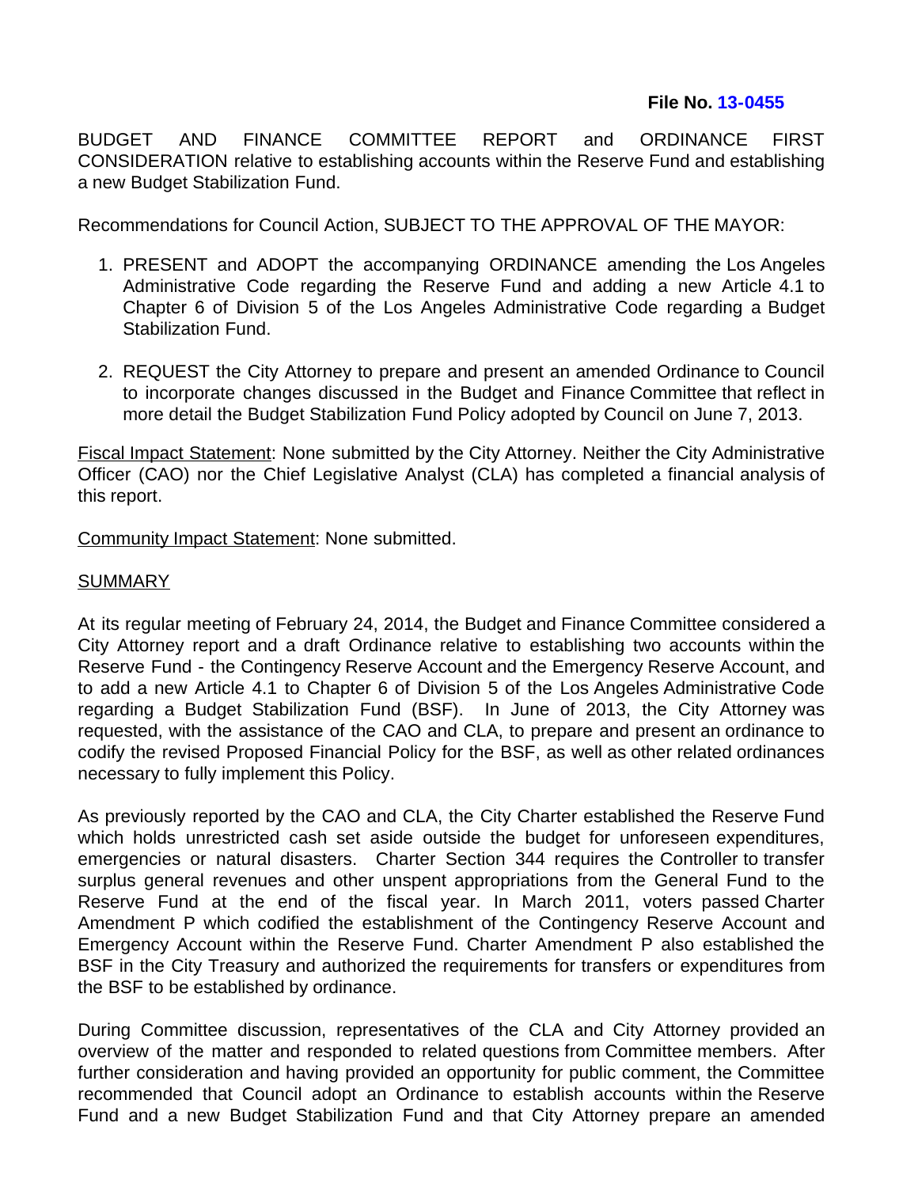**File No. 13-0455**

BUDGET AND FINANCE COMMITTEE REPORT and ORDINANCE FIRST CONSIDERATION relative to establishing accounts within the Reserve Fund and establishing a new Budget Stabilization Fund.

Recommendations for Council Action, SUBJECT TO THE APPROVAL OF THE MAYOR:

1. PRESENT and ADOPT the accompanying ORDINANCE amending the Los Angeles Administrative Code regarding the Reserve Fund and adding a new Article 4.1 to Chapter 6 of Division 5 of the Los Angeles Administrative Code regarding a Budget Stabilization Fund.

2. REQUEST the City Attorney to prepare and present an amended Ordinance to Council to incorporate changes discussed in the Budget and Finance Committee that reflect in more detail the Budget Stabilization Fund Policy adopted by Council on June 7, 2013.

<u>Fiscal Impact Statement</u>: None submitted by the City Attorney. Neither the City Administrative Officer (CAO) nor the Chief Legislative Analyst (CLA) has completed a financial analysis of this report.

<u>Community Impact Statement</u>: None submitted.

<u>SUMMARY</u>

At its regular meeting of February 24, 2014, the Budget and Finance Committee considered a City Attorney report and a draft Ordinance relative to establishing two accounts within the Reserve Fund - the Contingency Reserve Account and the Emergency Reserve Account, and to add a new Article 4.1 to Chapter 6 of Division 5 of the Los Angeles Administrative Code regarding a Budget Stabilization Fund (BSF). In June of 2013, the City Attorney was requested, with the assistance of the CAO and CLA, to prepare and present an ordinance to codify the revised Proposed Financial Policy for the BSF, as well as other related ordinances necessary to fully implement this Policy.

As previously reported by the CAO and CLA, the City Charter established the Reserve Fund which holds unrestricted cash set aside outside the budget for unforeseen expenditures, emergencies or natural disasters. Charter Section 344 requires the Controller to transfer surplus general revenues and other unspent appropriations from the General Fund to the Reserve Fund at the end of the fiscal year. In March 2011, voters passed Charter Amendment P which codified the establishment of the Contingency Reserve Account and Emergency Account within the Reserve Fund. Charter Amendment P also established the BSF in the City Treasury and authorized the requirements for transfers or expenditures from the BSF to be established by ordinance.

During Committee discussion, representatives of the CLA and City Attorney provided an overview of the matter and responded to related questions from Committee members. After further consideration and having provided an opportunity for public comment, the Committee recommended that Council adopt an Ordinance to establish accounts within the Reserve Fund and a new Budget Stabilization Fund and that City Attorney prepare an amended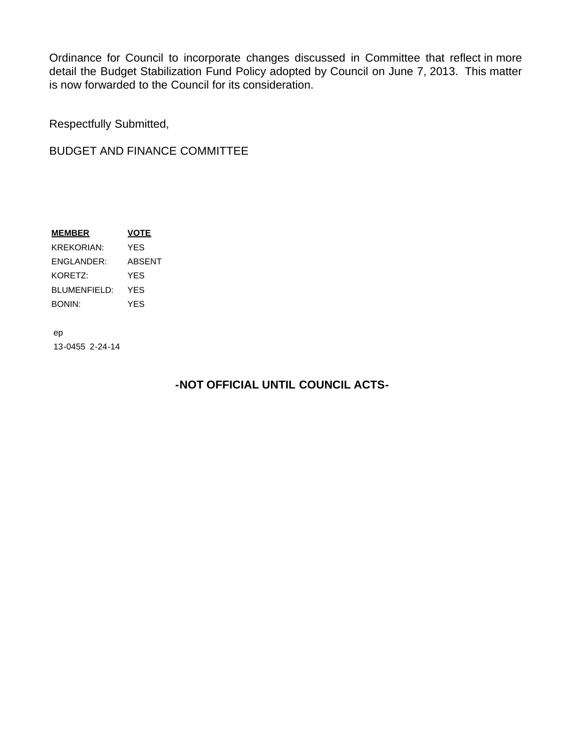Ordinance for Council to incorporate changes discussed in Committee that reflect in more detail the Budget Stabilization Fund Policy adopted by Council on June 7, 2013. This matter is now forwarded to the Council for its consideration.

Respectfully Submitted,

BUDGET AND FINANCE COMMITTEE

| MEMBER | VOTE |
|---|---|
| KREKORIAN: | YES |
| ENGLANDER: | ABSENT |
| KORETZ: | YES |
| BLUMENFIELD: | YES |
| BONIN: | YES |

ep
13-0455 2-24-14

**-NOT OFFICIAL UNTIL COUNCIL ACTS-**